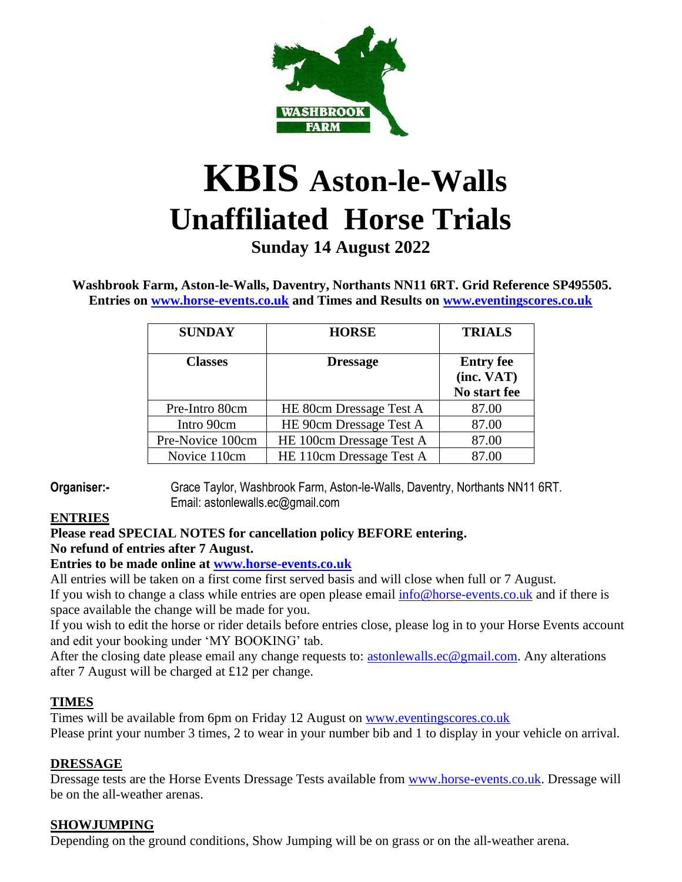# KBIS Aston-le-Walls Unaffiliated Horse Trials

## Sunday 14 August 2022

**Washbrook Farm, Aston-le-Walls, Daventry, Northants NN11 6RT. Grid Reference SP495505. Entries on [www.horse-events.co.uk](http://www.horse-events.co.uk) and Times and Results on [www.eventingscores.co.uk](http://www.eventingscores.co.uk)**

| SUNDAY | HORSE | TRIALS |
|---|---|---|
| **Classes** | **Dressage** | **Entry fee (inc. VAT) No start fee** |
| Pre-Intro 80cm | HE 80cm Dressage Test A | 87.00 |
| Intro 90cm | HE 90cm Dressage Test A | 87.00 |
| Pre-Novice 100cm | HE 100cm Dressage Test A | 87.00 |
| Novice 110cm | HE 110cm Dressage Test A | 87.00 |

**Organiser:-** Grace Taylor, Washbrook Farm, Aston-le-Walls, Daventry, Northants NN11 6RT. Email: astonlewalls.ec@gmail.com

### ENTRIES

**Please read SPECIAL NOTES for cancellation policy BEFORE entering.**
**No refund of entries after 7 August.**
**Entries to be made online at [www.horse-events.co.uk](http://www.horse-events.co.uk)**

All entries will be taken on a first come first served basis and will close when full or 7 August.

If you wish to change a class while entries are open please email info@horse-events.co.uk and if there is space available the change will be made for you.

If you wish to edit the horse or rider details before entries close, please log in to your Horse Events account and edit your booking under 'MY BOOKING' tab.

After the closing date please email any change requests to: astonlewalls.ec@gmail.com. Any alterations after 7 August will be charged at £12 per change.

### TIMES

Times will be available from 6pm on Friday 12 August on [www.eventingscores.co.uk](http://www.eventingscores.co.uk)

Please print your number 3 times, 2 to wear in your number bib and 1 to display in your vehicle on arrival.

### DRESSAGE

Dressage tests are the Horse Events Dressage Tests available from [www.horse-events.co.uk](http://www.horse-events.co.uk). Dressage will be on the all-weather arenas.

### SHOWJUMPING

Depending on the ground conditions, Show Jumping will be on grass or on the all-weather arena.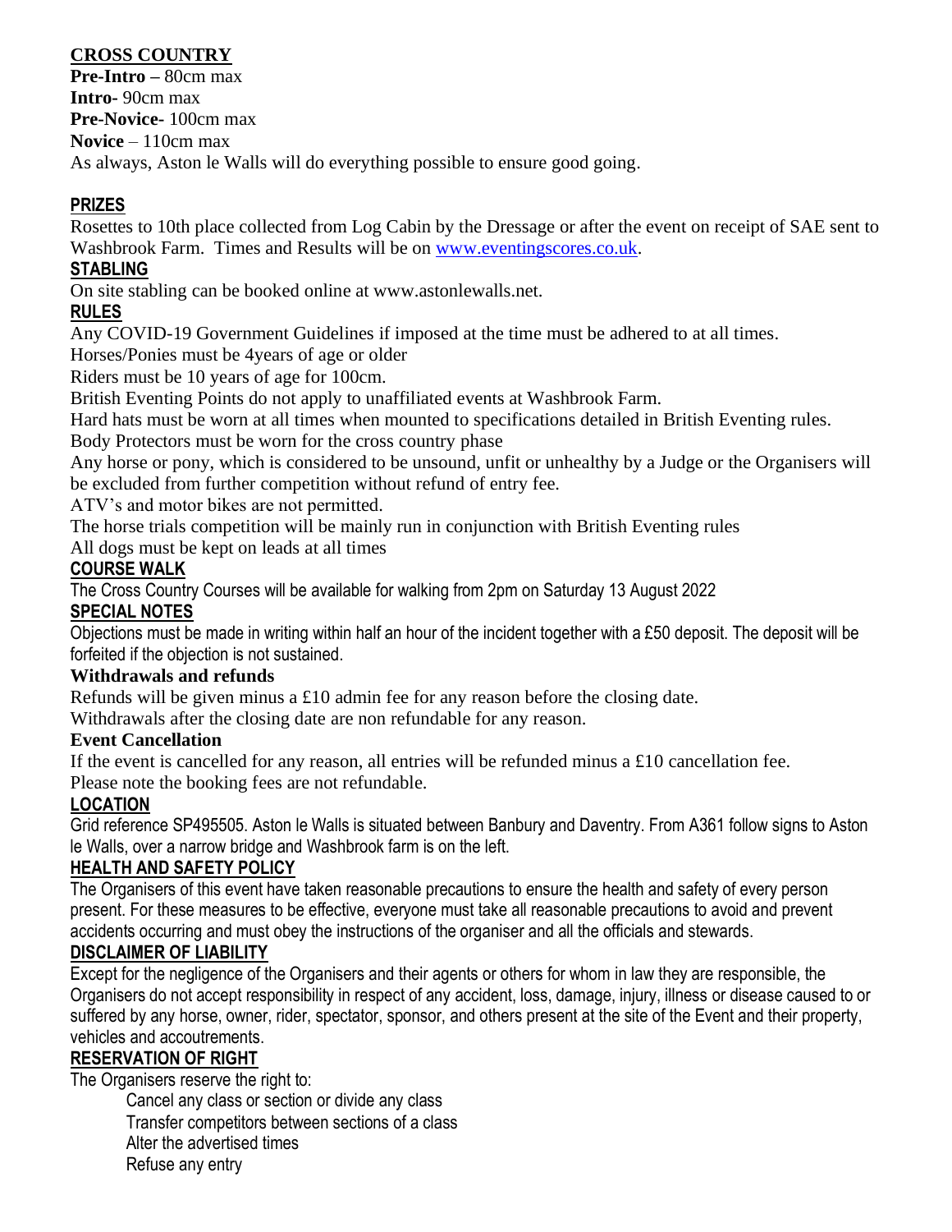## CROSS COUNTRY

**Pre-Intro –** 80cm max
**Intro-** 90cm max
**Pre-Novice-** 100cm max
**Novice** – 110cm max
As always, Aston le Walls will do everything possible to ensure good going.

## PRIZES

Rosettes to 10th place collected from Log Cabin by the Dressage or after the event on receipt of SAE sent to Washbrook Farm. Times and Results will be on www.eventingscores.co.uk.

## STABLING

On site stabling can be booked online at www.astonlewalls.net.

## RULES

Any COVID-19 Government Guidelines if imposed at the time must be adhered to at all times.
Horses/Ponies must be 4years of age or older
Riders must be 10 years of age for 100cm.
British Eventing Points do not apply to unaffiliated events at Washbrook Farm.
Hard hats must be worn at all times when mounted to specifications detailed in British Eventing rules.
Body Protectors must be worn for the cross country phase
Any horse or pony, which is considered to be unsound, unfit or unhealthy by a Judge or the Organisers will be excluded from further competition without refund of entry fee.
ATV's and motor bikes are not permitted.
The horse trials competition will be mainly run in conjunction with British Eventing rules
All dogs must be kept on leads at all times

## COURSE WALK

The Cross Country Courses will be available for walking from 2pm on Saturday 13 August 2022

## SPECIAL NOTES

Objections must be made in writing within half an hour of the incident together with a £50 deposit. The deposit will be forfeited if the objection is not sustained.

### Withdrawals and refunds

Refunds will be given minus a £10 admin fee for any reason before the closing date.
Withdrawals after the closing date are non refundable for any reason.

### Event Cancellation

If the event is cancelled for any reason, all entries will be refunded minus a £10 cancellation fee.
Please note the booking fees are not refundable.

## LOCATION

Grid reference SP495505. Aston le Walls is situated between Banbury and Daventry. From A361 follow signs to Aston le Walls, over a narrow bridge and Washbrook farm is on the left.

## HEALTH AND SAFETY POLICY

The Organisers of this event have taken reasonable precautions to ensure the health and safety of every person present. For these measures to be effective, everyone must take all reasonable precautions to avoid and prevent accidents occurring and must obey the instructions of the organiser and all the officials and stewards.

## DISCLAIMER OF LIABILITY

Except for the negligence of the Organisers and their agents or others for whom in law they are responsible, the Organisers do not accept responsibility in respect of any accident, loss, damage, injury, illness or disease caused to or suffered by any horse, owner, rider, spectator, sponsor, and others present at the site of the Event and their property, vehicles and accoutrements.

## RESERVATION OF RIGHT

The Organisers reserve the right to:

- Cancel any class or section or divide any class
- Transfer competitors between sections of a class
- Alter the advertised times
- Refuse any entry